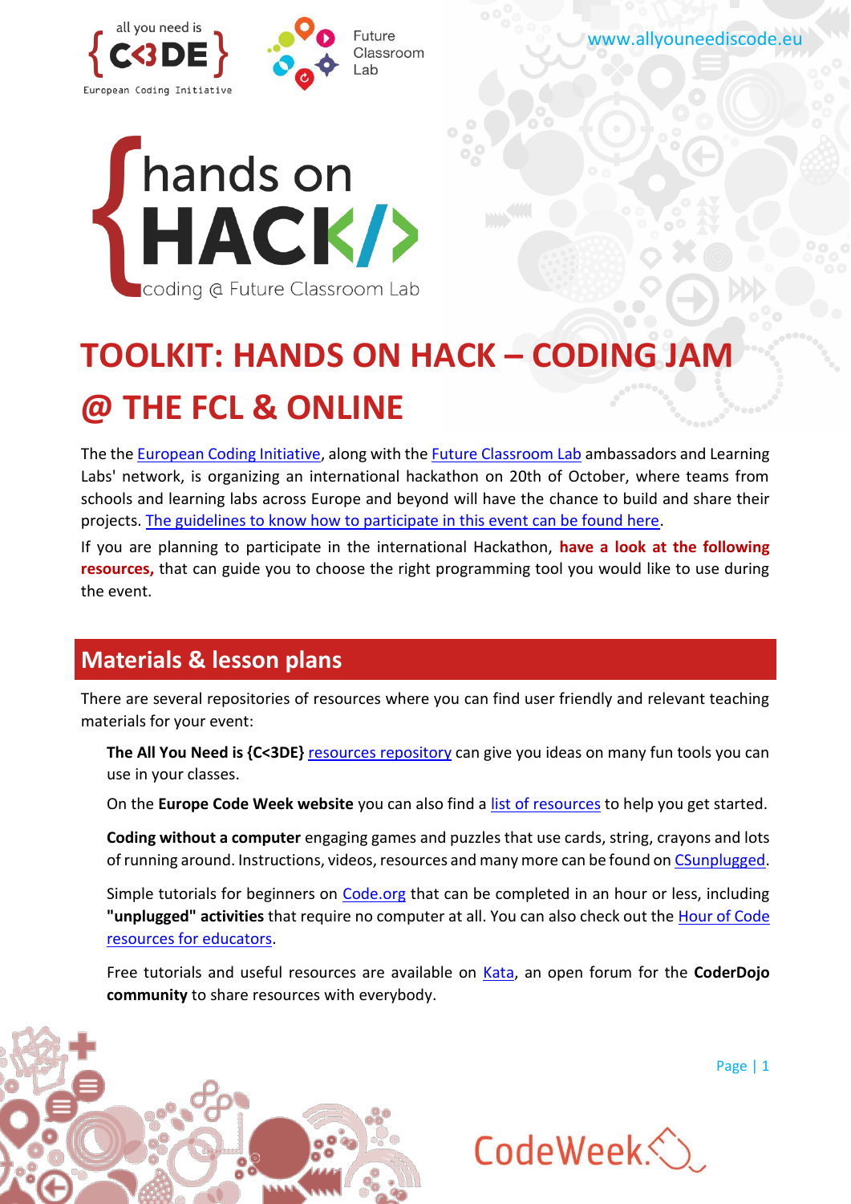# TOOLKIT: HANDS ON HACK – CODING JAM @ THE FCL & ONLINE

The the European Coding Initiative, along with the Future Classroom Lab ambassadors and Learning Labs' network, is organizing an international hackathon on 20th of October, where teams from schools and learning labs across Europe and beyond will have the chance to build and share their projects. The guidelines to know how to participate in this event can be found here.

If you are planning to participate in the international Hackathon, **have a look at the following resources,** that can guide you to choose the right programming tool you would like to use during the event.

## Materials & lesson plans

There are several repositories of resources where you can find user friendly and relevant teaching materials for your event:

**The All You Need is {C<3DE}** resources repository can give you ideas on many fun tools you can use in your classes.

On the **Europe Code Week website** you can also find a list of resources to help you get started.

**Coding without a computer** engaging games and puzzles that use cards, string, crayons and lots of running around. Instructions, videos, resources and many more can be found on CSunplugged.

Simple tutorials for beginners on Code.org that can be completed in an hour or less, including **"unplugged" activities** that require no computer at all. You can also check out the Hour of Code resources for educators.

Free tutorials and useful resources are available on Kata, an open forum for the **CoderDojo community** to share resources with everybody.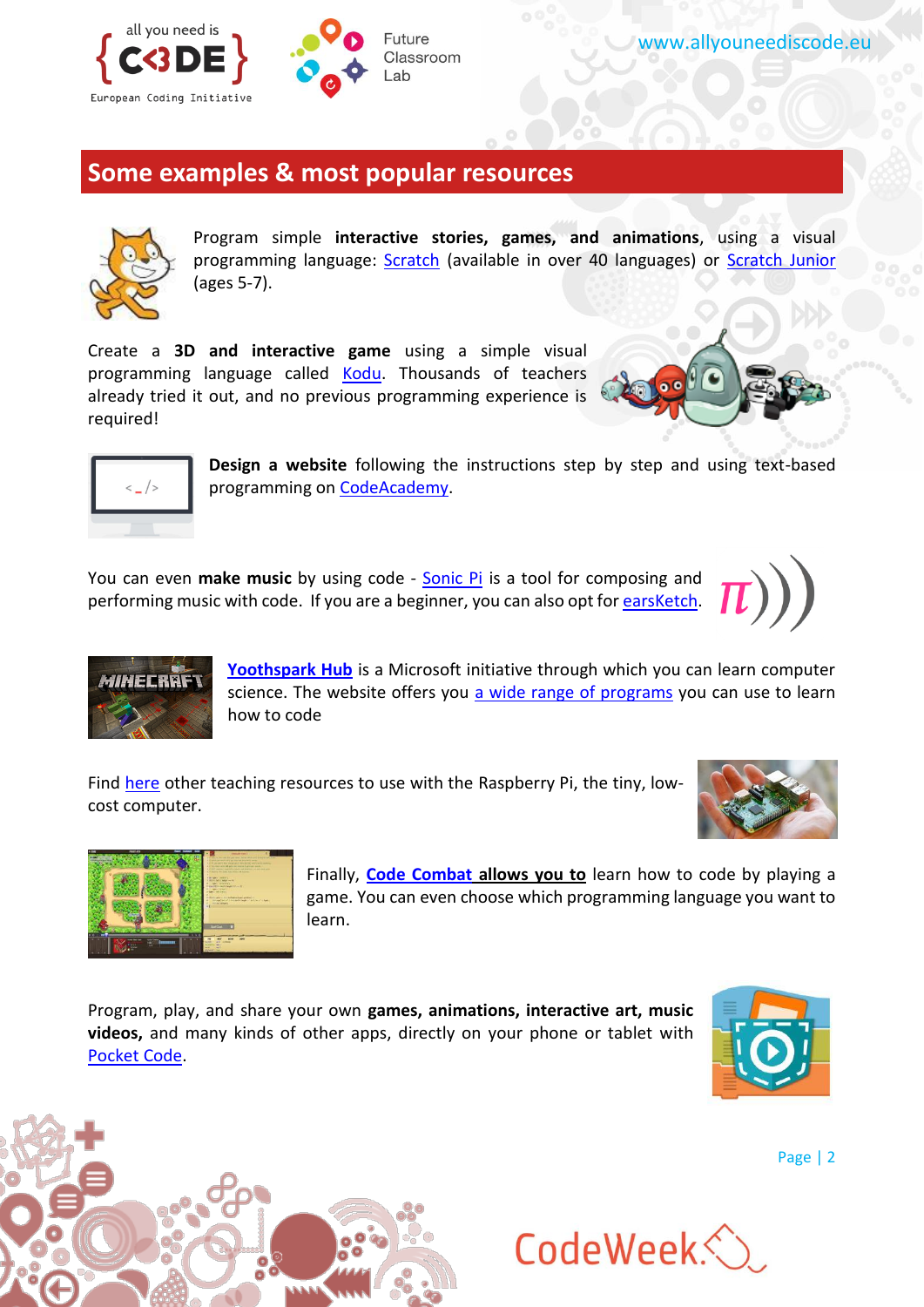## Some examples & most popular resources

Program simple **interactive stories, games, and animations**, using a visual programming language: Scratch (available in over 40 languages) or Scratch Junior (ages 5-7).

Create a **3D and interactive game** using a simple visual programming language called Kodu. Thousands of teachers already tried it out, and no previous programming experience is required!

**Design a website** following the instructions step by step and using text-based programming on CodeAcademy.

You can even **make music** by using code - Sonic Pi is a tool for composing and performing music with code. If you are a beginner, you can also opt for earsKetch.

**Yoothspark Hub** is a Microsoft initiative through which you can learn computer science. The website offers you a wide range of programs you can use to learn how to code

Find here other teaching resources to use with the Raspberry Pi, the tiny, low-cost computer.

Finally, **Code Combat allows you to** learn how to code by playing a game. You can even choose which programming language you want to learn.

Program, play, and share your own **games, animations, interactive art, music videos,** and many kinds of other apps, directly on your phone or tablet with Pocket Code.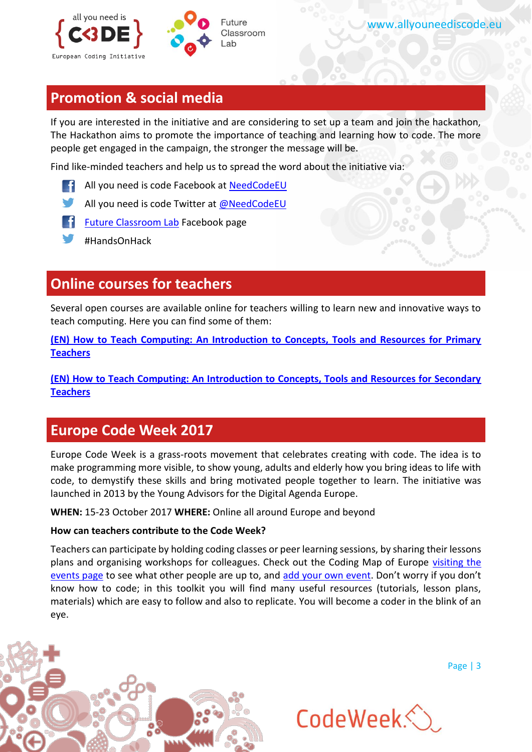## Promotion & social media

If you are interested in the initiative and are considering to set up a team and join the hackathon, The Hackathon aims to promote the importance of teaching and learning how to code. The more people get engaged in the campaign, the stronger the message will be.

Find like-minded teachers and help us to spread the word about the initiative via:

- All you need is code Facebook at NeedCodeEU
- All you need is code Twitter at @NeedCodeEU
- Future Classroom Lab Facebook page
- #HandsOnHack

## Online courses for teachers

Several open courses are available online for teachers willing to learn new and innovative ways to teach computing. Here you can find some of them:

**(EN) How to Teach Computing: An Introduction to Concepts, Tools and Resources for Primary Teachers**

**(EN) How to Teach Computing: An Introduction to Concepts, Tools and Resources for Secondary Teachers**

## Europe Code Week 2017

Europe Code Week is a grass-roots movement that celebrates creating with code. The idea is to make programming more visible, to show young, adults and elderly how you bring ideas to life with code, to demystify these skills and bring motivated people together to learn. The initiative was launched in 2013 by the Young Advisors for the Digital Agenda Europe.

**WHEN:** 15-23 October 2017 **WHERE:** Online all around Europe and beyond

**How can teachers contribute to the Code Week?**

Teachers can participate by holding coding classes or peer learning sessions, by sharing their lessons plans and organising workshops for colleagues. Check out the Coding Map of Europe visiting the events page to see what other people are up to, and add your own event. Don't worry if you don't know how to code; in this toolkit you will find many useful resources (tutorials, lesson plans, materials) which are easy to follow and also to replicate. You will become a coder in the blink of an eye.